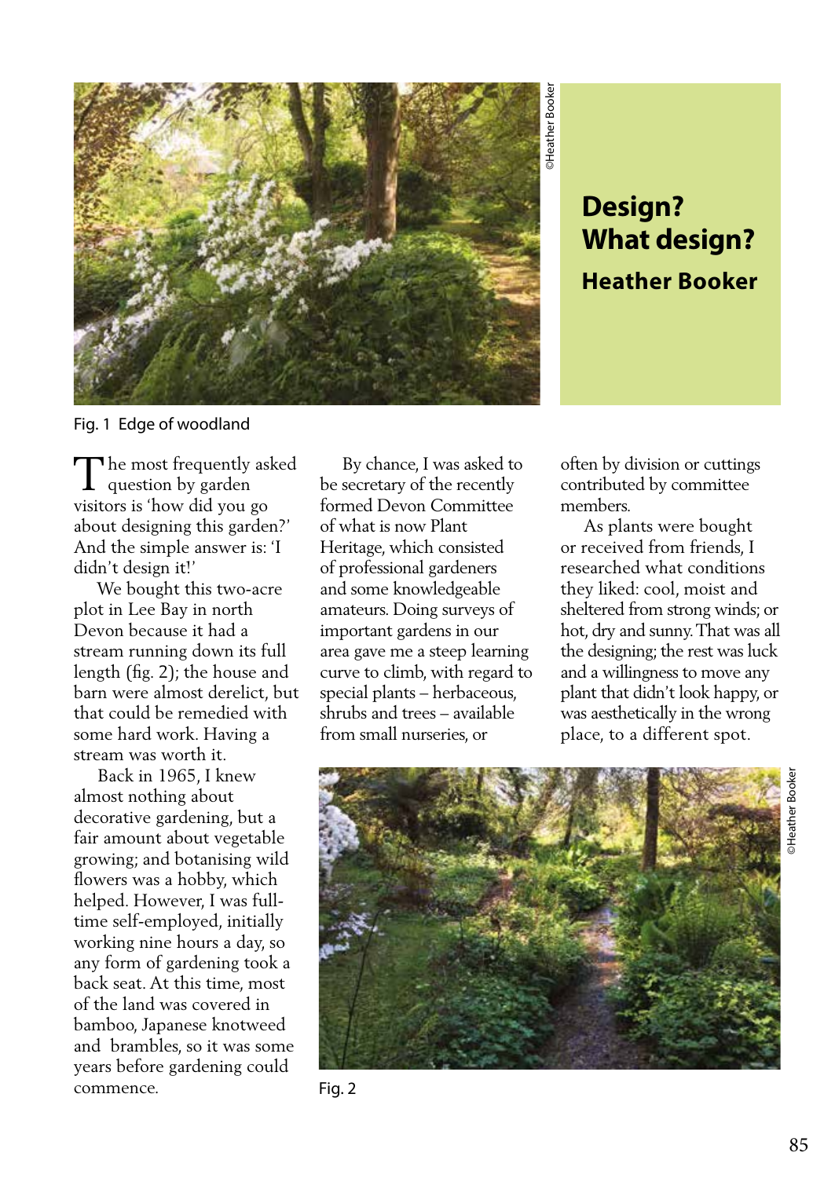# Design? What design?

## Heather Booker

Fig. 1 Edge of woodland

The most frequently asked question by garden visitors is 'how did you go about designing this garden?' And the simple answer is: 'I didn't design it!'

We bought this two-acre plot in Lee Bay in north Devon because it had a stream running down its full length (fig. 2); the house and barn were almost derelict, but that could be remedied with some hard work. Having a stream was worth it.

Back in 1965, I knew almost nothing about decorative gardening, but a fair amount about vegetable growing; and botanising wild flowers was a hobby, which helped. However, I was full-time self-employed, initially working nine hours a day, so any form of gardening took a back seat. At this time, most of the land was covered in bamboo, Japanese knotweed and brambles, so it was some years before gardening could commence.

By chance, I was asked to be secretary of the recently formed Devon Committee of what is now Plant Heritage, which consisted of professional gardeners and some knowledgeable amateurs. Doing surveys of important gardens in our area gave me a steep learning curve to climb, with regard to special plants – herbaceous, shrubs and trees – available from small nurseries, or often by division or cuttings contributed by committee members.

As plants were bought or received from friends, I researched what conditions they liked: cool, moist and sheltered from strong winds; or hot, dry and sunny. That was all the designing; the rest was luck and a willingness to move any plant that didn't look happy, or was aesthetically in the wrong place, to a different spot.

Fig. 2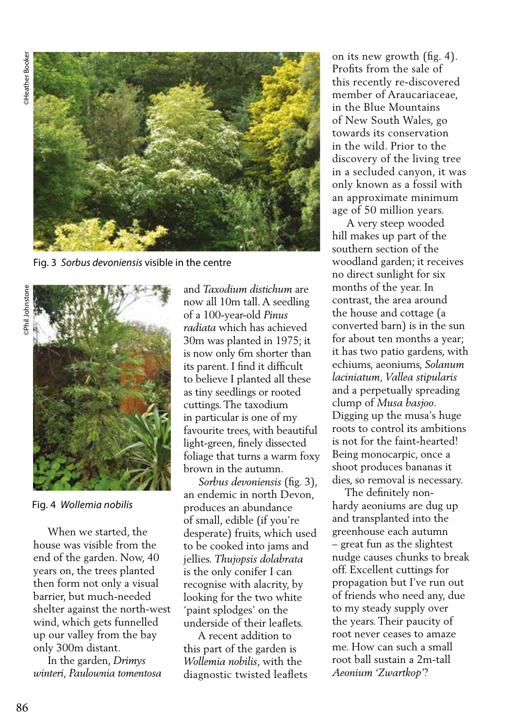Fig. 3 *Sorbus devoniensis* visible in the centre

Fig. 4 *Wollemia nobilis*

When we started, the house was visible from the end of the garden. Now, 40 years on, the trees planted then form not only a visual barrier, but much-needed shelter against the north-west wind, which gets funnelled up our valley from the bay only 300m distant.

In the garden, *Drimys winteri*, *Paulownia tomentosa* and *Taxodium distichum* are now all 10m tall. A seedling of a 100-year-old *Pinus radiata* which has achieved 30m was planted in 1975; it is now only 6m shorter than its parent. I find it difficult to believe I planted all these as tiny seedlings or rooted cuttings. The taxodium in particular is one of my favourite trees, with beautiful light-green, finely dissected foliage that turns a warm foxy brown in the autumn.

*Sorbus devoniensis* (fig. 3), an endemic in north Devon, produces an abundance of small, edible (if you're desperate) fruits, which used to be cooked into jams and jellies. *Thujopsis dolabrata* is the only conifer I can recognise with alacrity, by looking for the two white 'paint splodges' on the underside of their leaflets.

A recent addition to this part of the garden is *Wollemia nobilis*, with the diagnostic twisted leaflets on its new growth (fig. 4). Profits from the sale of this recently re-discovered member of Araucariaceae, in the Blue Mountains of New South Wales, go towards its conservation in the wild. Prior to the discovery of the living tree in a secluded canyon, it was only known as a fossil with an approximate minimum age of 50 million years.

A very steep wooded hill makes up part of the southern section of the woodland garden; it receives no direct sunlight for six months of the year. In contrast, the area around the house and cottage (a converted barn) is in the sun for about ten months a year; it has two patio gardens, with echiums, aeoniums, *Solanum laciniatum*, *Vallea stipularis* and a perpetually spreading clump of *Musa basjoo*. Digging up the musa's huge roots to control its ambitions is not for the faint-hearted! Being monocarpic, once a shoot produces bananas it dies, so removal is necessary.

The definitely non-hardy aeoniums are dug up and transplanted into the greenhouse each autumn – great fun as the slightest nudge causes chunks to break off. Excellent cuttings for propagation but I've run out of friends who need any, due to my steady supply over the years. Their paucity of root never ceases to amaze me. How can such a small root ball sustain a 2m-tall *Aeonium* 'Zwartkop'?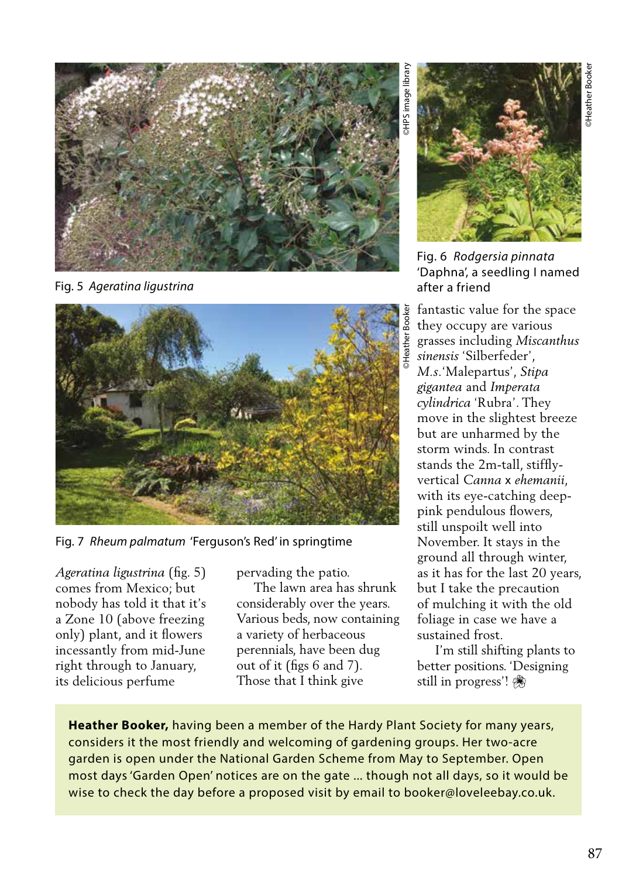Fig. 5 *Ageratina ligustrina*

©HPS image library

Fig. 6 *Rodgersia pinnata* 'Daphna', a seedling I named after a friend

©Heather Booker

Fig. 7 *Rheum palmatum* 'Ferguson's Red' in springtime

©Heather Booker

*Ageratina ligustrina* (fig. 5) comes from Mexico; but nobody has told it that it's a Zone 10 (above freezing only) plant, and it flowers incessantly from mid-June right through to January, its delicious perfume pervading the patio.

The lawn area has shrunk considerably over the years. Various beds, now containing a variety of herbaceous perennials, have been dug out of it (figs 6 and 7). Those that I think give fantastic value for the space they occupy are various grasses including *Miscanthus sinensis* 'Silberfeder', *M.s.*'Malepartus', *Stipa gigantea* and *Imperata cylindrica* 'Rubra'. They move in the slightest breeze but are unharmed by the storm winds. In contrast stands the 2m-tall, stiffly-vertical *Canna* x *ehemanii*, with its eye-catching deep-pink pendulous flowers, still unspoilt well into November. It stays in the ground all through winter, as it has for the last 20 years, but I take the precaution of mulching it with the old foliage in case we have a sustained frost.

I'm still shifting plants to better positions. 'Designing still in progress'! ❀

**Heather Booker,** having been a member of the Hardy Plant Society for many years, considers it the most friendly and welcoming of gardening groups. Her two-acre garden is open under the National Garden Scheme from May to September. Open most days 'Garden Open' notices are on the gate ... though not all days, so it would be wise to check the day before a proposed visit by email to booker@loveleebay.co.uk.